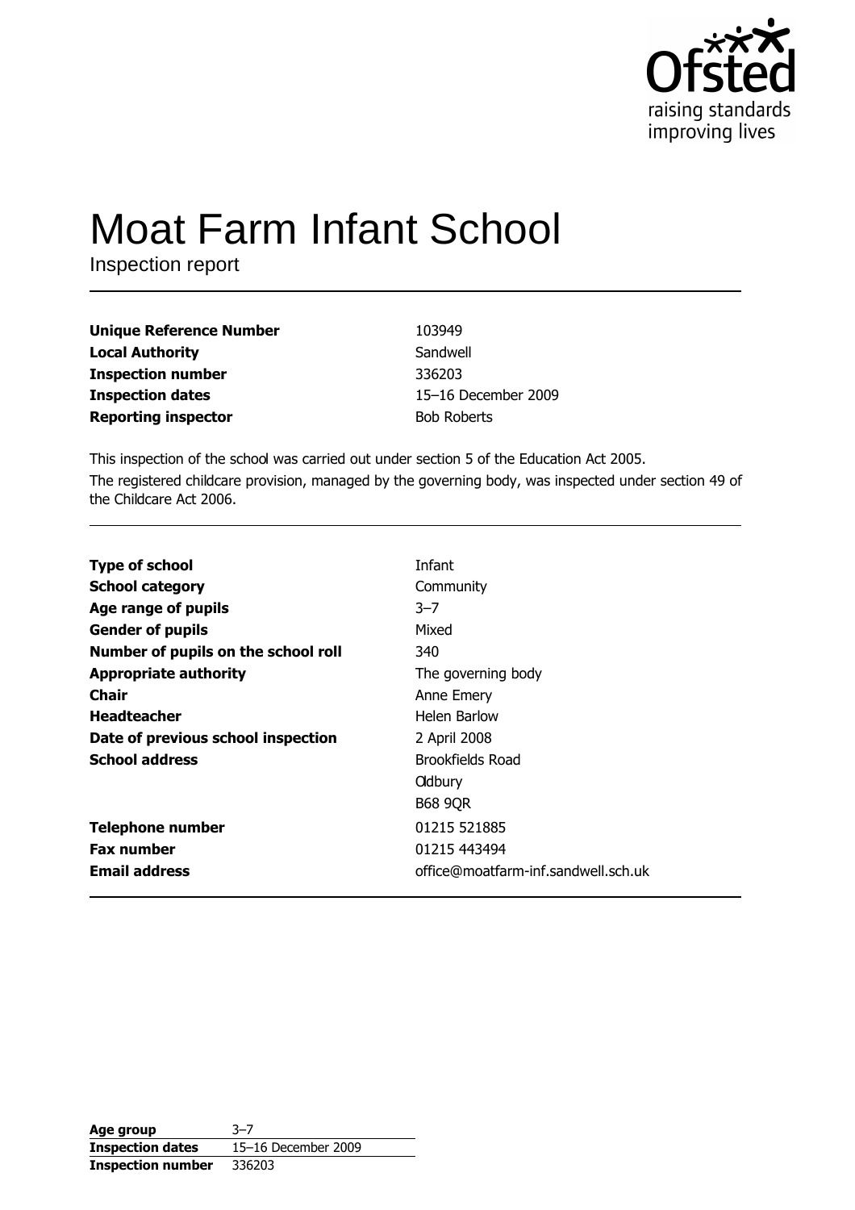Ofsted
raising standards
improving lives

# Moat Farm Infant School

Inspection report

| | |
|---|---|
| **Unique Reference Number** | 103949 |
| **Local Authority** | Sandwell |
| **Inspection number** | 336203 |
| **Inspection dates** | 15–16 December 2009 |
| **Reporting inspector** | Bob Roberts |

This inspection of the school was carried out under section 5 of the Education Act 2005.

The registered childcare provision, managed by the governing body, was inspected under section 49 of the Childcare Act 2006.

| | |
|---|---|
| **Type of school** | Infant |
| **School category** | Community |
| **Age range of pupils** | 3–7 |
| **Gender of pupils** | Mixed |
| **Number of pupils on the school roll** | 340 |
| **Appropriate authority** | The governing body |
| **Chair** | Anne Emery |
| **Headteacher** | Helen Barlow |
| **Date of previous school inspection** | 2 April 2008 |
| **School address** | Brookfields Road<br>Oldbury<br>B68 9QR |
| **Telephone number** | 01215 521885 |
| **Fax number** | 01215 443494 |
| **Email address** | office@moatfarm-inf.sandwell.sch.uk |

| | |
|---|---|
| **Age group** | 3–7 |
| **Inspection dates** | 15–16 December 2009 |
| **Inspection number** | 336203 |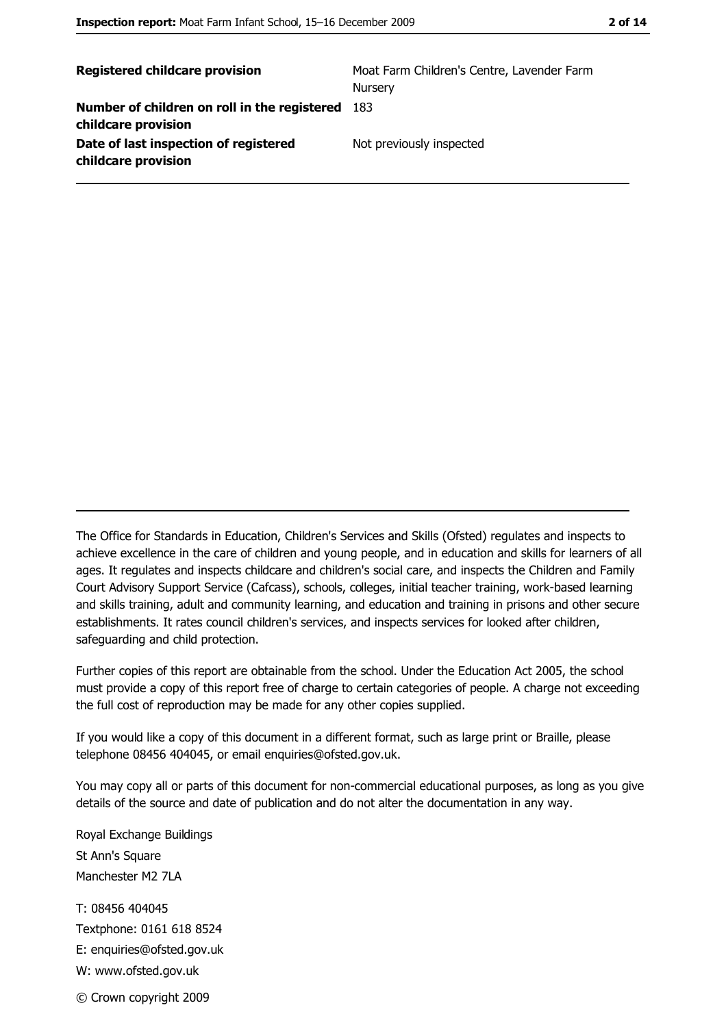| | |
|---|---|
| **Registered childcare provision** | Moat Farm Children's Centre, Lavender Farm Nursery |
| **Number of children on roll in the registered childcare provision** | 183 |
| **Date of last inspection of registered childcare provision** | Not previously inspected |

The Office for Standards in Education, Children's Services and Skills (Ofsted) regulates and inspects to achieve excellence in the care of children and young people, and in education and skills for learners of all ages. It regulates and inspects childcare and children's social care, and inspects the Children and Family Court Advisory Support Service (Cafcass), schools, colleges, initial teacher training, work-based learning and skills training, adult and community learning, and education and training in prisons and other secure establishments. It rates council children's services, and inspects services for looked after children, safeguarding and child protection.

Further copies of this report are obtainable from the school. Under the Education Act 2005, the school must provide a copy of this report free of charge to certain categories of people. A charge not exceeding the full cost of reproduction may be made for any other copies supplied.

If you would like a copy of this document in a different format, such as large print or Braille, please telephone 08456 404045, or email enquiries@ofsted.gov.uk.

You may copy all or parts of this document for non-commercial educational purposes, as long as you give details of the source and date of publication and do not alter the documentation in any way.

Royal Exchange Buildings
St Ann's Square
Manchester M2 7LA

T: 08456 404045
Textphone: 0161 618 8524
E: enquiries@ofsted.gov.uk
W: www.ofsted.gov.uk

© Crown copyright 2009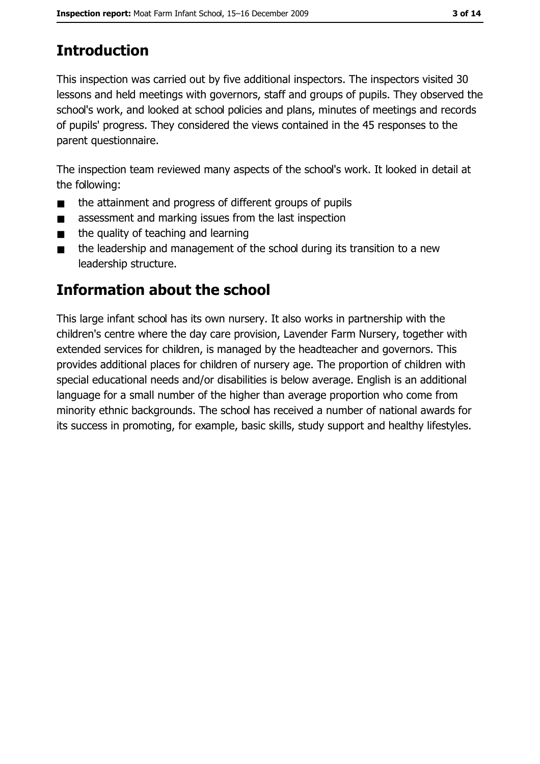# Introduction

This inspection was carried out by five additional inspectors. The inspectors visited 30 lessons and held meetings with governors, staff and groups of pupils. They observed the school's work, and looked at school policies and plans, minutes of meetings and records of pupils' progress. They considered the views contained in the 45 responses to the parent questionnaire.

The inspection team reviewed many aspects of the school's work. It looked in detail at the following:

- the attainment and progress of different groups of pupils
- assessment and marking issues from the last inspection
- the quality of teaching and learning
- the leadership and management of the school during its transition to a new leadership structure.

# Information about the school

This large infant school has its own nursery. It also works in partnership with the children's centre where the day care provision, Lavender Farm Nursery, together with extended services for children, is managed by the headteacher and governors. This provides additional places for children of nursery age. The proportion of children with special educational needs and/or disabilities is below average. English is an additional language for a small number of the higher than average proportion who come from minority ethnic backgrounds. The school has received a number of national awards for its success in promoting, for example, basic skills, study support and healthy lifestyles.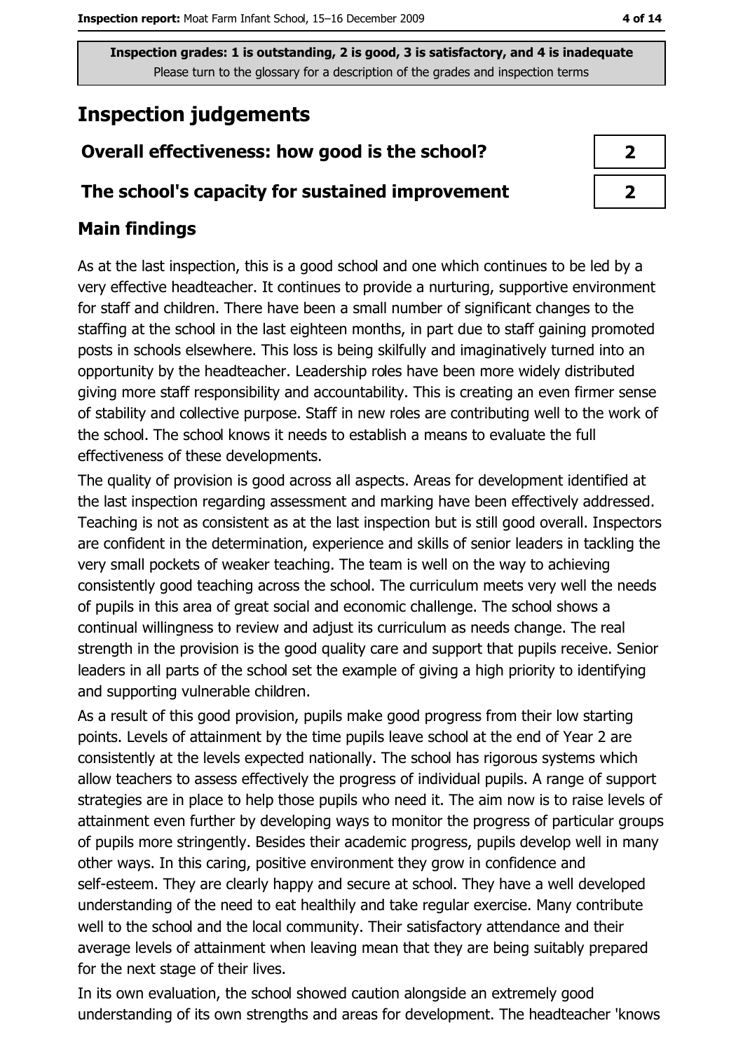Inspection grades: 1 is outstanding, 2 is good, 3 is satisfactory, and 4 is inadequate
Please turn to the glossary for a description of the grades and inspection terms

## Inspection judgements

| Overall effectiveness: how good is the school? | 2 |
|---|---|
| The school's capacity for sustained improvement | 2 |

### Main findings

As at the last inspection, this is a good school and one which continues to be led by a very effective headteacher. It continues to provide a nurturing, supportive environment for staff and children. There have been a small number of significant changes to the staffing at the school in the last eighteen months, in part due to staff gaining promoted posts in schools elsewhere. This loss is being skilfully and imaginatively turned into an opportunity by the headteacher. Leadership roles have been more widely distributed giving more staff responsibility and accountability. This is creating an even firmer sense of stability and collective purpose. Staff in new roles are contributing well to the work of the school. The school knows it needs to establish a means to evaluate the full effectiveness of these developments.

The quality of provision is good across all aspects. Areas for development identified at the last inspection regarding assessment and marking have been effectively addressed. Teaching is not as consistent as at the last inspection but is still good overall. Inspectors are confident in the determination, experience and skills of senior leaders in tackling the very small pockets of weaker teaching. The team is well on the way to achieving consistently good teaching across the school. The curriculum meets very well the needs of pupils in this area of great social and economic challenge. The school shows a continual willingness to review and adjust its curriculum as needs change. The real strength in the provision is the good quality care and support that pupils receive. Senior leaders in all parts of the school set the example of giving a high priority to identifying and supporting vulnerable children.

As a result of this good provision, pupils make good progress from their low starting points. Levels of attainment by the time pupils leave school at the end of Year 2 are consistently at the levels expected nationally. The school has rigorous systems which allow teachers to assess effectively the progress of individual pupils. A range of support strategies are in place to help those pupils who need it. The aim now is to raise levels of attainment even further by developing ways to monitor the progress of particular groups of pupils more stringently. Besides their academic progress, pupils develop well in many other ways. In this caring, positive environment they grow in confidence and self-esteem. They are clearly happy and secure at school. They have a well developed understanding of the need to eat healthily and take regular exercise. Many contribute well to the school and the local community. Their satisfactory attendance and their average levels of attainment when leaving mean that they are being suitably prepared for the next stage of their lives.

In its own evaluation, the school showed caution alongside an extremely good understanding of its own strengths and areas for development. The headteacher 'knows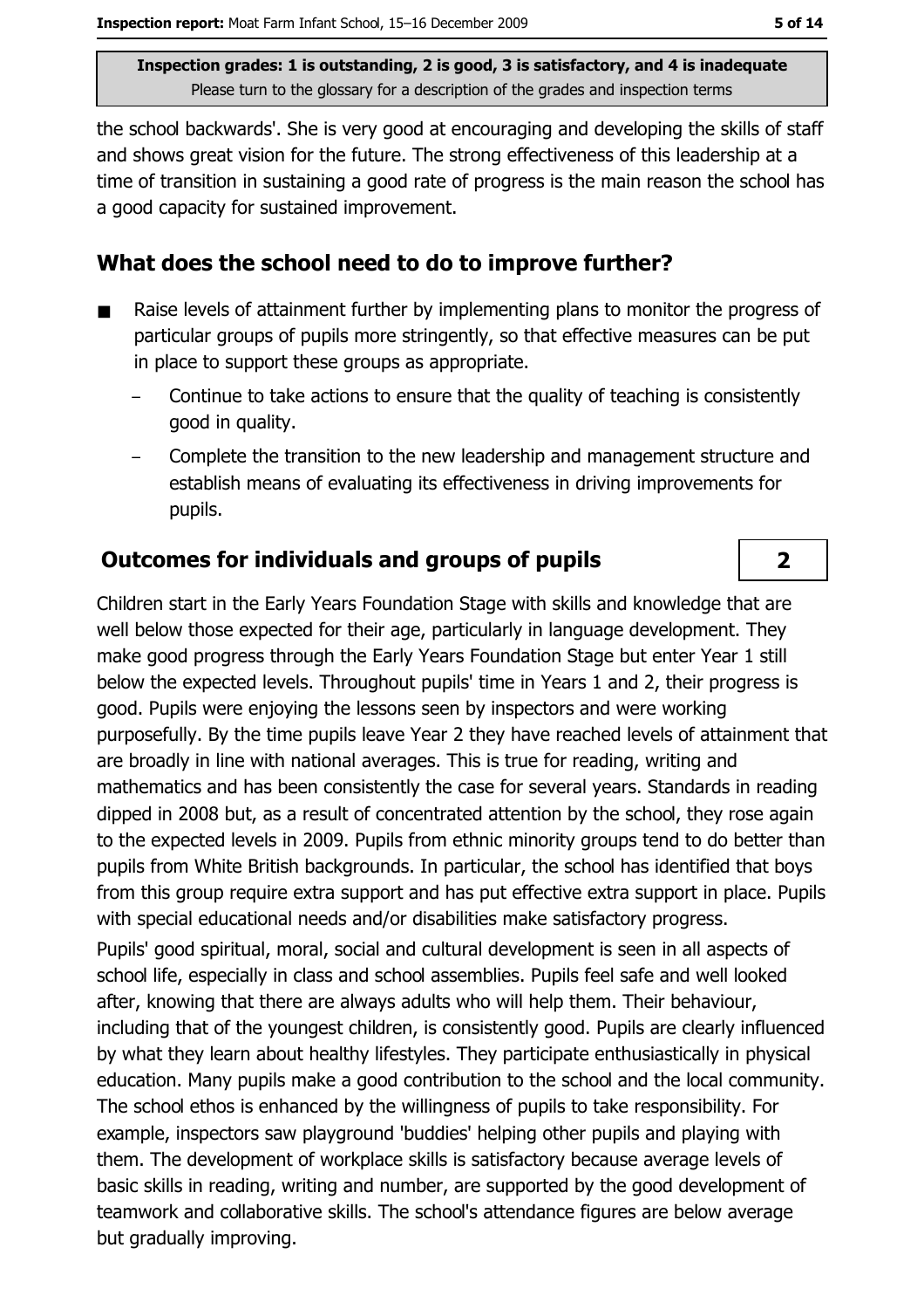the school backwards'. She is very good at encouraging and developing the skills of staff and shows great vision for the future. The strong effectiveness of this leadership at a time of transition in sustaining a good rate of progress is the main reason the school has a good capacity for sustained improvement.

## What does the school need to do to improve further?

- Raise levels of attainment further by implementing plans to monitor the progress of particular groups of pupils more stringently, so that effective measures can be put in place to support these groups as appropriate.
  - Continue to take actions to ensure that the quality of teaching is consistently good in quality.
  - Complete the transition to the new leadership and management structure and establish means of evaluating its effectiveness in driving improvements for pupils.

## Outcomes for individuals and groups of pupils — 2

Children start in the Early Years Foundation Stage with skills and knowledge that are well below those expected for their age, particularly in language development. They make good progress through the Early Years Foundation Stage but enter Year 1 still below the expected levels. Throughout pupils' time in Years 1 and 2, their progress is good. Pupils were enjoying the lessons seen by inspectors and were working purposefully. By the time pupils leave Year 2 they have reached levels of attainment that are broadly in line with national averages. This is true for reading, writing and mathematics and has been consistently the case for several years. Standards in reading dipped in 2008 but, as a result of concentrated attention by the school, they rose again to the expected levels in 2009. Pupils from ethnic minority groups tend to do better than pupils from White British backgrounds. In particular, the school has identified that boys from this group require extra support and has put effective extra support in place. Pupils with special educational needs and/or disabilities make satisfactory progress.

Pupils' good spiritual, moral, social and cultural development is seen in all aspects of school life, especially in class and school assemblies. Pupils feel safe and well looked after, knowing that there are always adults who will help them. Their behaviour, including that of the youngest children, is consistently good. Pupils are clearly influenced by what they learn about healthy lifestyles. They participate enthusiastically in physical education. Many pupils make a good contribution to the school and the local community. The school ethos is enhanced by the willingness of pupils to take responsibility. For example, inspectors saw playground 'buddies' helping other pupils and playing with them. The development of workplace skills is satisfactory because average levels of basic skills in reading, writing and number, are supported by the good development of teamwork and collaborative skills. The school's attendance figures are below average but gradually improving.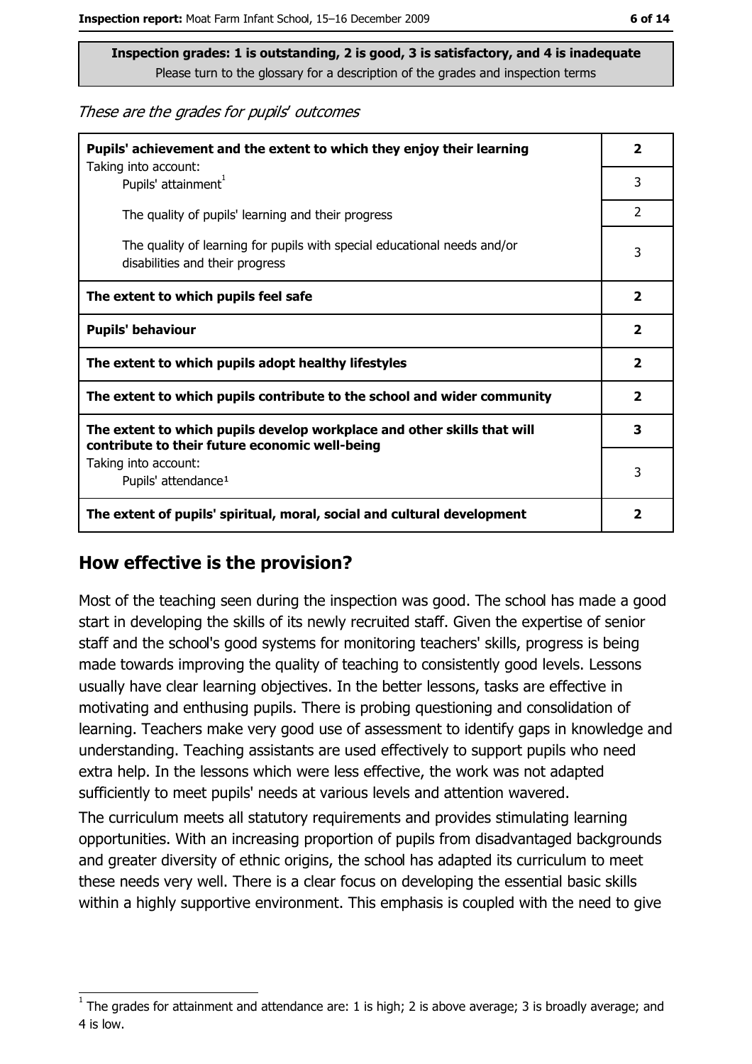**Inspection grades: 1 is outstanding, 2 is good, 3 is satisfactory, and 4 is inadequate**
Please turn to the glossary for a description of the grades and inspection terms

*These are the grades for pupils' outcomes*

| | |
|---|---|
| **Pupils' achievement and the extent to which they enjoy their learning** | **2** |
| Taking into account:<br>Pupils' attainment[1] | 3 |
| The quality of pupils' learning and their progress | 2 |
| The quality of learning for pupils with special educational needs and/or disabilities and their progress | 3 |
| **The extent to which pupils feel safe** | **2** |
| **Pupils' behaviour** | **2** |
| **The extent to which pupils adopt healthy lifestyles** | **2** |
| **The extent to which pupils contribute to the school and wider community** | **2** |
| **The extent to which pupils develop workplace and other skills that will contribute to their future economic well-being** | **3** |
| Taking into account:<br>Pupils' attendance[1] | 3 |
| **The extent of pupils' spiritual, moral, social and cultural development** | **2** |

## How effective is the provision?

Most of the teaching seen during the inspection was good. The school has made a good start in developing the skills of its newly recruited staff. Given the expertise of senior staff and the school's good systems for monitoring teachers' skills, progress is being made towards improving the quality of teaching to consistently good levels. Lessons usually have clear learning objectives. In the better lessons, tasks are effective in motivating and enthusing pupils. There is probing questioning and consolidation of learning. Teachers make very good use of assessment to identify gaps in knowledge and understanding. Teaching assistants are used effectively to support pupils who need extra help. In the lessons which were less effective, the work was not adapted sufficiently to meet pupils' needs at various levels and attention wavered.

The curriculum meets all statutory requirements and provides stimulating learning opportunities. With an increasing proportion of pupils from disadvantaged backgrounds and greater diversity of ethnic origins, the school has adapted its curriculum to meet these needs very well. There is a clear focus on developing the essential basic skills within a highly supportive environment. This emphasis is coupled with the need to give

[1] The grades for attainment and attendance are: 1 is high; 2 is above average; 3 is broadly average; and 4 is low.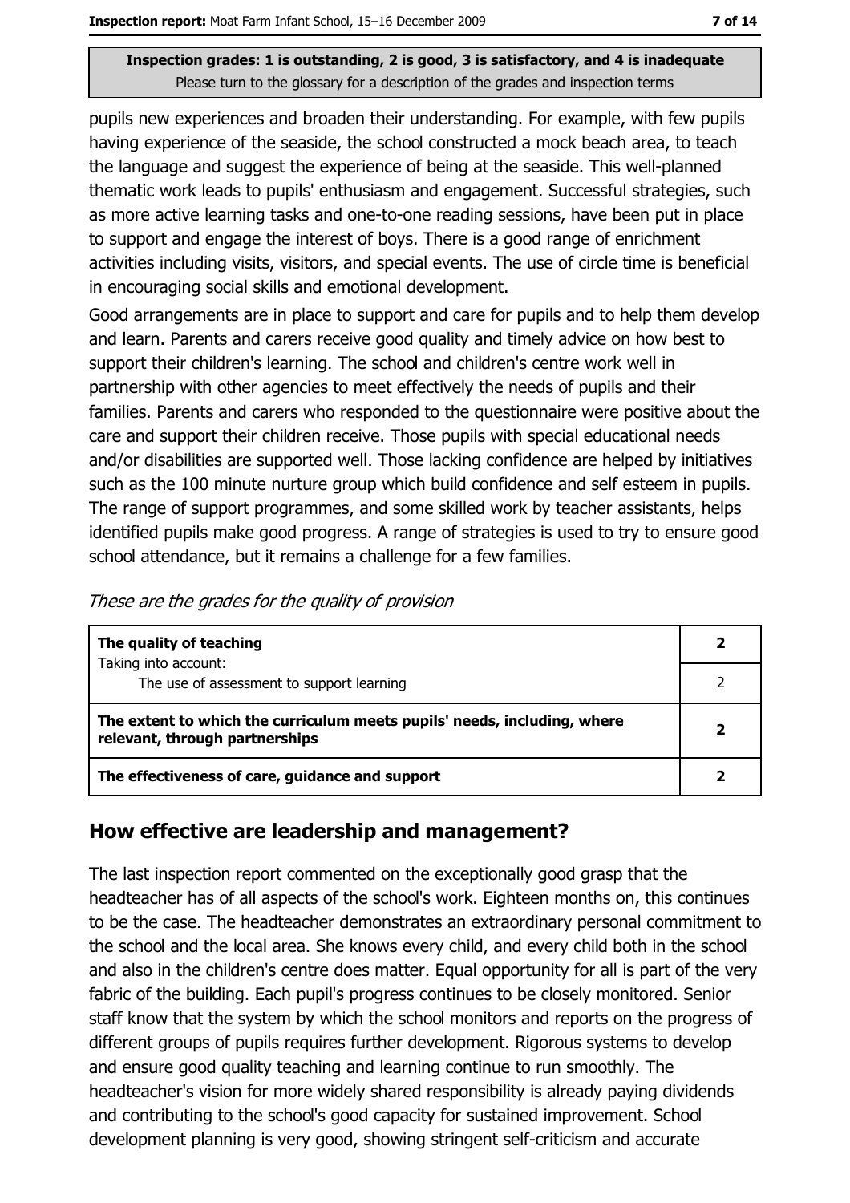**Inspection grades: 1 is outstanding, 2 is good, 3 is satisfactory, and 4 is inadequate**
Please turn to the glossary for a description of the grades and inspection terms

pupils new experiences and broaden their understanding. For example, with few pupils having experience of the seaside, the school constructed a mock beach area, to teach the language and suggest the experience of being at the seaside. This well-planned thematic work leads to pupils' enthusiasm and engagement. Successful strategies, such as more active learning tasks and one-to-one reading sessions, have been put in place to support and engage the interest of boys. There is a good range of enrichment activities including visits, visitors, and special events. The use of circle time is beneficial in encouraging social skills and emotional development.

Good arrangements are in place to support and care for pupils and to help them develop and learn. Parents and carers receive good quality and timely advice on how best to support their children's learning. The school and children's centre work well in partnership with other agencies to meet effectively the needs of pupils and their families. Parents and carers who responded to the questionnaire were positive about the care and support their children receive. Those pupils with special educational needs and/or disabilities are supported well. Those lacking confidence are helped by initiatives such as the 100 minute nurture group which build confidence and self esteem in pupils. The range of support programmes, and some skilled work by teacher assistants, helps identified pupils make good progress. A range of strategies is used to try to ensure good school attendance, but it remains a challenge for a few families.

*These are the grades for the quality of provision*

| | |
|---|---|
| **The quality of teaching**<br>Taking into account:<br>The use of assessment to support learning | **2**<br>2 |
| **The extent to which the curriculum meets pupils' needs, including, where relevant, through partnerships** | **2** |
| **The effectiveness of care, guidance and support** | **2** |

## How effective are leadership and management?

The last inspection report commented on the exceptionally good grasp that the headteacher has of all aspects of the school's work. Eighteen months on, this continues to be the case. The headteacher demonstrates an extraordinary personal commitment to the school and the local area. She knows every child, and every child both in the school and also in the children's centre does matter. Equal opportunity for all is part of the very fabric of the building. Each pupil's progress continues to be closely monitored. Senior staff know that the system by which the school monitors and reports on the progress of different groups of pupils requires further development. Rigorous systems to develop and ensure good quality teaching and learning continue to run smoothly. The headteacher's vision for more widely shared responsibility is already paying dividends and contributing to the school's good capacity for sustained improvement. School development planning is very good, showing stringent self-criticism and accurate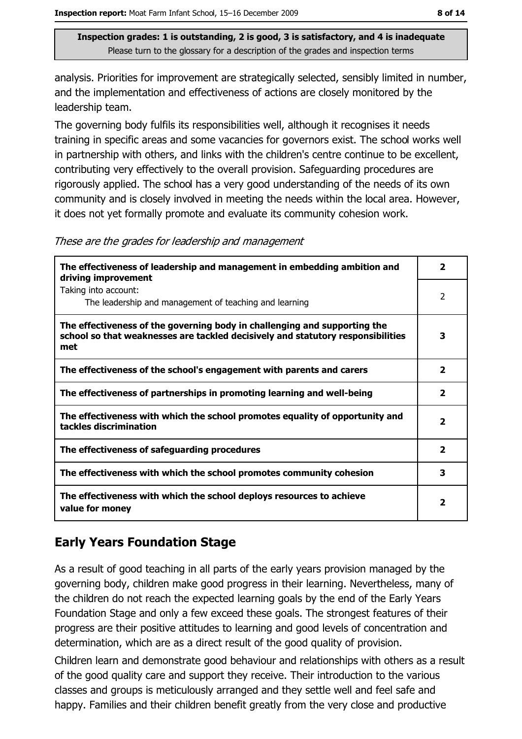Inspection grades: 1 is outstanding, 2 is good, 3 is satisfactory, and 4 is inadequate
Please turn to the glossary for a description of the grades and inspection terms

analysis. Priorities for improvement are strategically selected, sensibly limited in number, and the implementation and effectiveness of actions are closely monitored by the leadership team.

The governing body fulfils its responsibilities well, although it recognises it needs training in specific areas and some vacancies for governors exist. The school works well in partnership with others, and links with the children's centre continue to be excellent, contributing very effectively to the overall provision. Safeguarding procedures are rigorously applied. The school has a very good understanding of the needs of its own community and is closely involved in meeting the needs within the local area. However, it does not yet formally promote and evaluate its community cohesion work.

*These are the grades for leadership and management*

| | |
|---|---|
| **The effectiveness of leadership and management in embedding ambition and driving improvement** | **2** |
| Taking into account: The leadership and management of teaching and learning | 2 |
| **The effectiveness of the governing body in challenging and supporting the school so that weaknesses are tackled decisively and statutory responsibilities met** | **3** |
| **The effectiveness of the school's engagement with parents and carers** | **2** |
| **The effectiveness of partnerships in promoting learning and well-being** | **2** |
| **The effectiveness with which the school promotes equality of opportunity and tackles discrimination** | **2** |
| **The effectiveness of safeguarding procedures** | **2** |
| **The effectiveness with which the school promotes community cohesion** | **3** |
| **The effectiveness with which the school deploys resources to achieve value for money** | **2** |

## Early Years Foundation Stage

As a result of good teaching in all parts of the early years provision managed by the governing body, children make good progress in their learning. Nevertheless, many of the children do not reach the expected learning goals by the end of the Early Years Foundation Stage and only a few exceed these goals. The strongest features of their progress are their positive attitudes to learning and good levels of concentration and determination, which are as a direct result of the good quality of provision.

Children learn and demonstrate good behaviour and relationships with others as a result of the good quality care and support they receive. Their introduction to the various classes and groups is meticulously arranged and they settle well and feel safe and happy. Families and their children benefit greatly from the very close and productive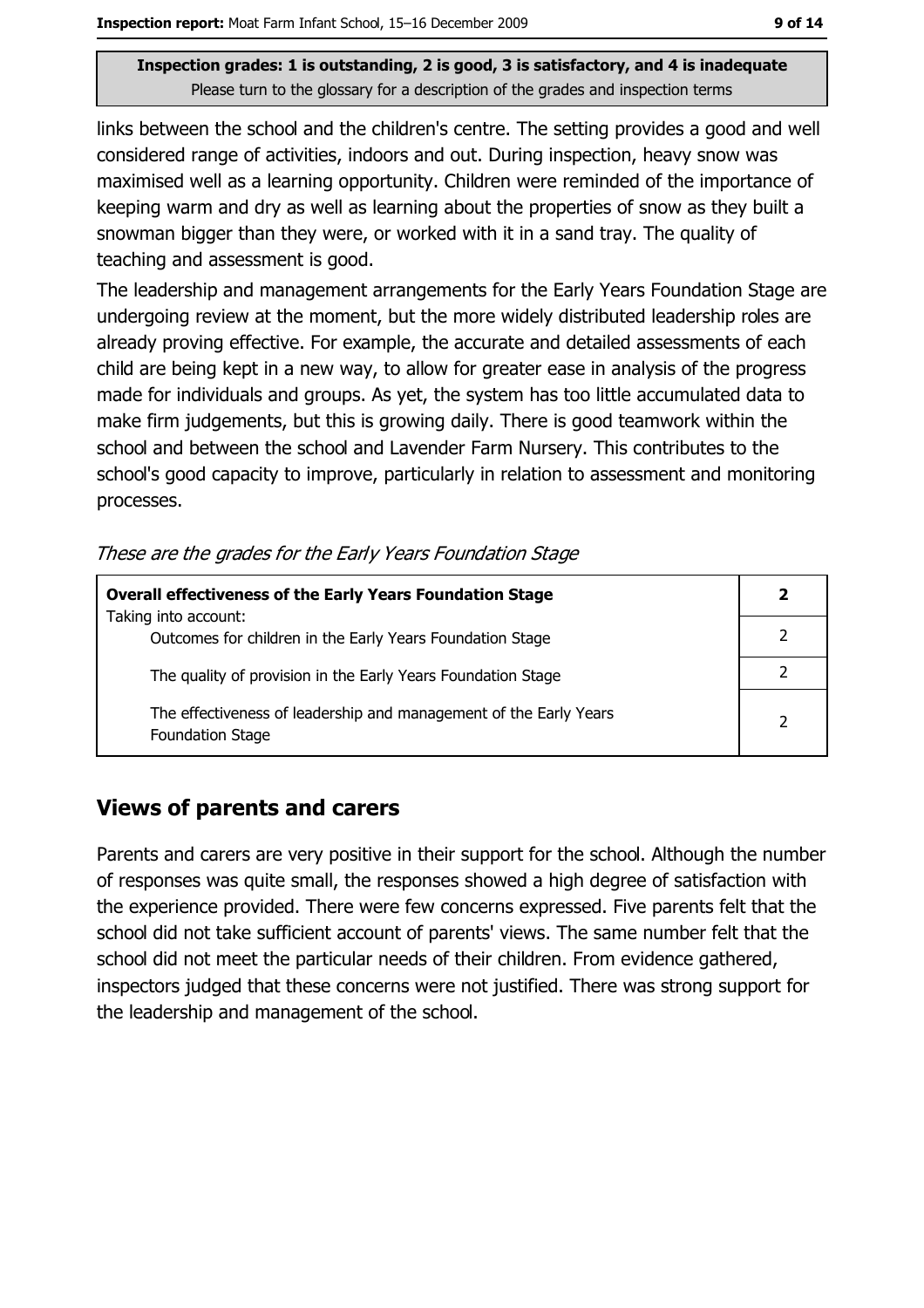links between the school and the children's centre. The setting provides a good and well considered range of activities, indoors and out. During inspection, heavy snow was maximised well as a learning opportunity. Children were reminded of the importance of keeping warm and dry as well as learning about the properties of snow as they built a snowman bigger than they were, or worked with it in a sand tray. The quality of teaching and assessment is good.

The leadership and management arrangements for the Early Years Foundation Stage are undergoing review at the moment, but the more widely distributed leadership roles are already proving effective. For example, the accurate and detailed assessments of each child are being kept in a new way, to allow for greater ease in analysis of the progress made for individuals and groups. As yet, the system has too little accumulated data to make firm judgements, but this is growing daily. There is good teamwork within the school and between the school and Lavender Farm Nursery. This contributes to the school's good capacity to improve, particularly in relation to assessment and monitoring processes.

*These are the grades for the Early Years Foundation Stage*

| **Overall effectiveness of the Early Years Foundation Stage** | **2** |
|---|---|
| Taking into account: Outcomes for children in the Early Years Foundation Stage | 2 |
| The quality of provision in the Early Years Foundation Stage | 2 |
| The effectiveness of leadership and management of the Early Years Foundation Stage | 2 |

## Views of parents and carers

Parents and carers are very positive in their support for the school. Although the number of responses was quite small, the responses showed a high degree of satisfaction with the experience provided. There were few concerns expressed. Five parents felt that the school did not take sufficient account of parents' views. The same number felt that the school did not meet the particular needs of their children. From evidence gathered, inspectors judged that these concerns were not justified. There was strong support for the leadership and management of the school.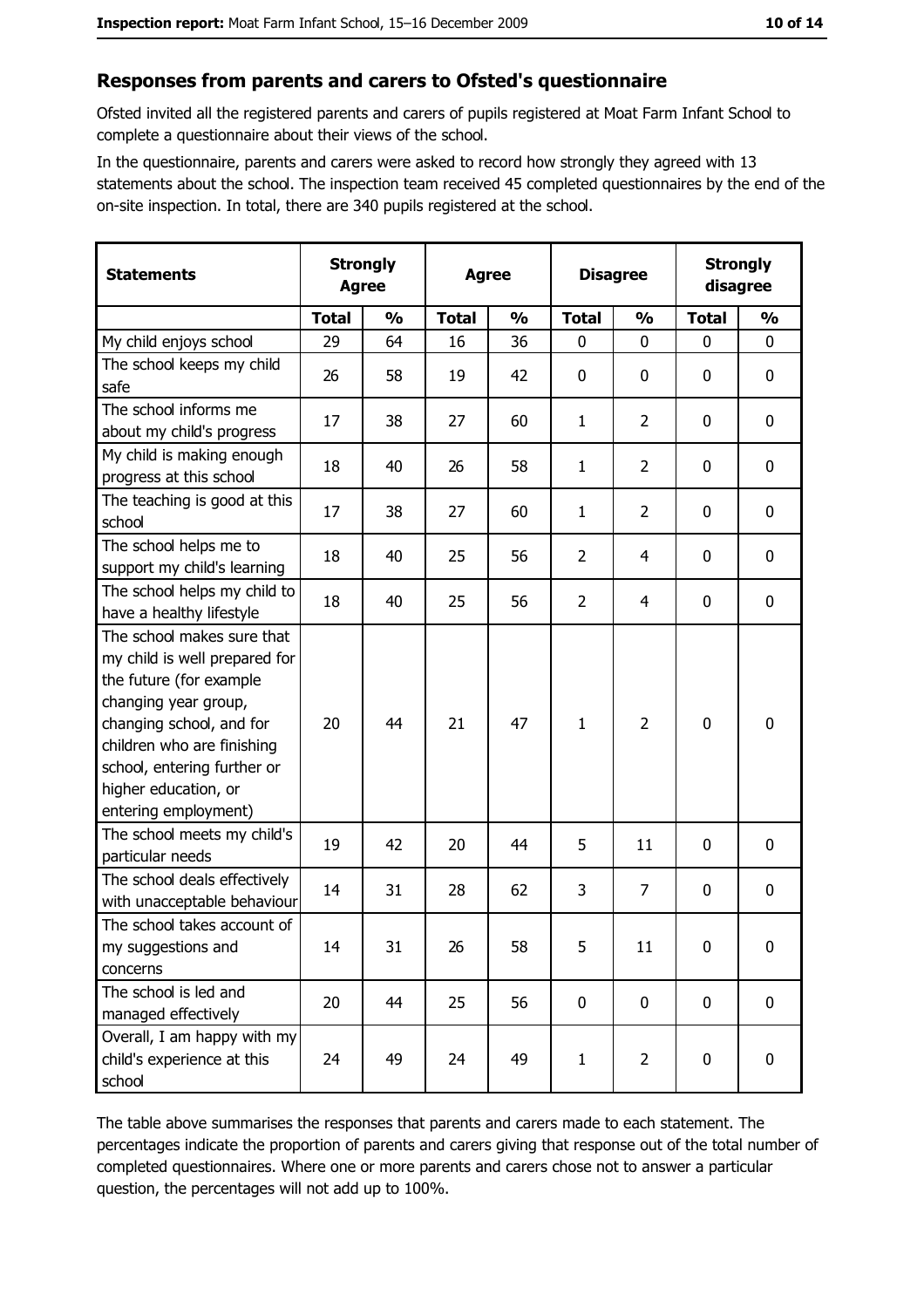## Responses from parents and carers to Ofsted's questionnaire

Ofsted invited all the registered parents and carers of pupils registered at Moat Farm Infant School to complete a questionnaire about their views of the school.

In the questionnaire, parents and carers were asked to record how strongly they agreed with 13 statements about the school. The inspection team received 45 completed questionnaires by the end of the on-site inspection. In total, there are 340 pupils registered at the school.

| Statements | Strongly Agree | | Agree | | Disagree | | Strongly disagree | |
|---|---|---|---|---|---|---|---|---|
| | Total | % | Total | % | Total | % | Total | % |
| My child enjoys school | 29 | 64 | 16 | 36 | 0 | 0 | 0 | 0 |
| The school keeps my child safe | 26 | 58 | 19 | 42 | 0 | 0 | 0 | 0 |
| The school informs me about my child's progress | 17 | 38 | 27 | 60 | 1 | 2 | 0 | 0 |
| My child is making enough progress at this school | 18 | 40 | 26 | 58 | 1 | 2 | 0 | 0 |
| The teaching is good at this school | 17 | 38 | 27 | 60 | 1 | 2 | 0 | 0 |
| The school helps me to support my child's learning | 18 | 40 | 25 | 56 | 2 | 4 | 0 | 0 |
| The school helps my child to have a healthy lifestyle | 18 | 40 | 25 | 56 | 2 | 4 | 0 | 0 |
| The school makes sure that my child is well prepared for the future (for example changing year group, changing school, and for children who are finishing school, entering further or higher education, or entering employment) | 20 | 44 | 21 | 47 | 1 | 2 | 0 | 0 |
| The school meets my child's particular needs | 19 | 42 | 20 | 44 | 5 | 11 | 0 | 0 |
| The school deals effectively with unacceptable behaviour | 14 | 31 | 28 | 62 | 3 | 7 | 0 | 0 |
| The school takes account of my suggestions and concerns | 14 | 31 | 26 | 58 | 5 | 11 | 0 | 0 |
| The school is led and managed effectively | 20 | 44 | 25 | 56 | 0 | 0 | 0 | 0 |
| Overall, I am happy with my child's experience at this school | 24 | 49 | 24 | 49 | 1 | 2 | 0 | 0 |

The table above summarises the responses that parents and carers made to each statement. The percentages indicate the proportion of parents and carers giving that response out of the total number of completed questionnaires. Where one or more parents and carers chose not to answer a particular question, the percentages will not add up to 100%.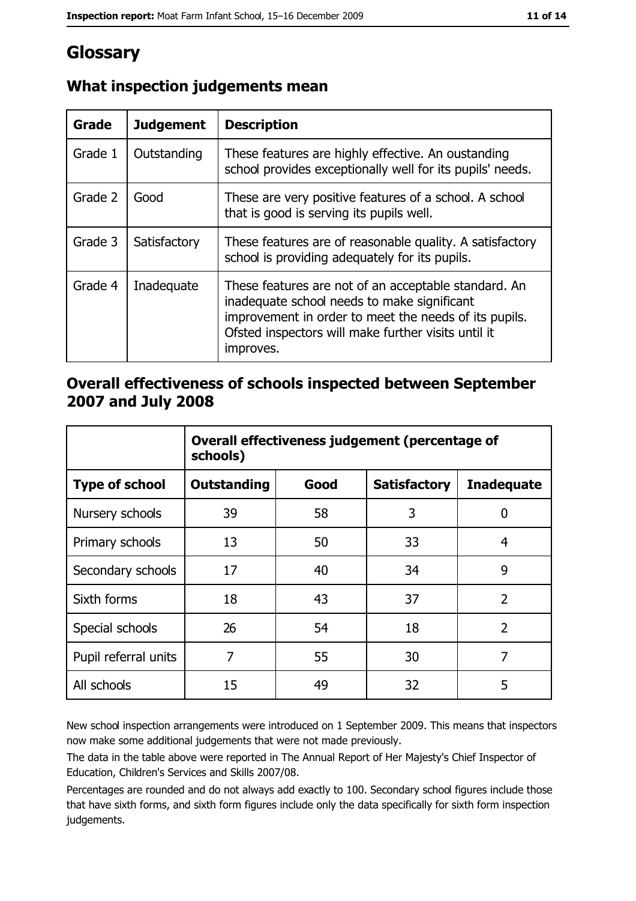# Glossary

## What inspection judgements mean

| Grade | Judgement | Description |
|---|---|---|
| Grade 1 | Outstanding | These features are highly effective. An oustanding school provides exceptionally well for its pupils' needs. |
| Grade 2 | Good | These are very positive features of a school. A school that is good is serving its pupils well. |
| Grade 3 | Satisfactory | These features are of reasonable quality. A satisfactory school is providing adequately for its pupils. |
| Grade 4 | Inadequate | These features are not of an acceptable standard. An inadequate school needs to make significant improvement in order to meet the needs of its pupils. Ofsted inspectors will make further visits until it improves. |

## Overall effectiveness of schools inspected between September 2007 and July 2008

| | Overall effectiveness judgement (percentage of schools) | | | |
|---|---|---|---|---|
| **Type of school** | **Outstanding** | **Good** | **Satisfactory** | **Inadequate** |
| Nursery schools | 39 | 58 | 3 | 0 |
| Primary schools | 13 | 50 | 33 | 4 |
| Secondary schools | 17 | 40 | 34 | 9 |
| Sixth forms | 18 | 43 | 37 | 2 |
| Special schools | 26 | 54 | 18 | 2 |
| Pupil referral units | 7 | 55 | 30 | 7 |
| All schools | 15 | 49 | 32 | 5 |

New school inspection arrangements were introduced on 1 September 2009. This means that inspectors now make some additional judgements that were not made previously.

The data in the table above were reported in The Annual Report of Her Majesty's Chief Inspector of Education, Children's Services and Skills 2007/08.

Percentages are rounded and do not always add exactly to 100. Secondary school figures include those that have sixth forms, and sixth form figures include only the data specifically for sixth form inspection judgements.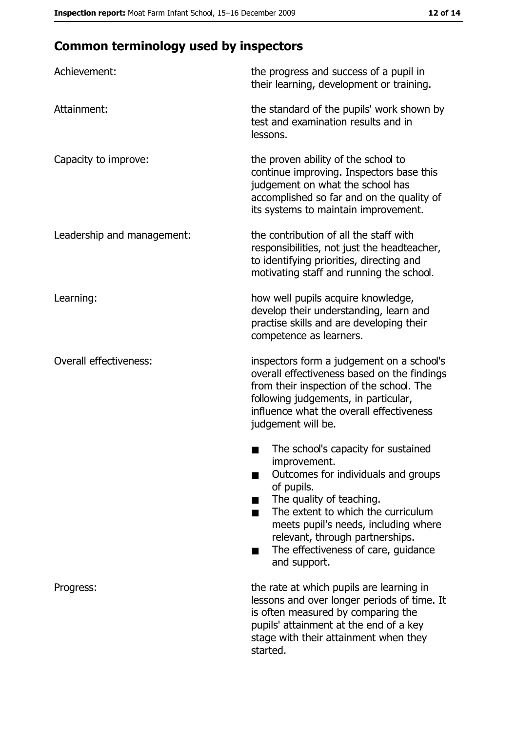## Common terminology used by inspectors

| | |
|---|---|
| Achievement: | the progress and success of a pupil in their learning, development or training. |
| Attainment: | the standard of the pupils' work shown by test and examination results and in lessons. |
| Capacity to improve: | the proven ability of the school to continue improving. Inspectors base this judgement on what the school has accomplished so far and on the quality of its systems to maintain improvement. |
| Leadership and management: | the contribution of all the staff with responsibilities, not just the headteacher, to identifying priorities, directing and motivating staff and running the school. |
| Learning: | how well pupils acquire knowledge, develop their understanding, learn and practise skills and are developing their competence as learners. |
| Overall effectiveness: | inspectors form a judgement on a school's overall effectiveness based on the findings from their inspection of the school. The following judgements, in particular, influence what the overall effectiveness judgement will be.<br>■ The school's capacity for sustained improvement.<br>■ Outcomes for individuals and groups of pupils.<br>■ The quality of teaching.<br>■ The extent to which the curriculum meets pupil's needs, including where relevant, through partnerships.<br>■ The effectiveness of care, guidance and support. |
| Progress: | the rate at which pupils are learning in lessons and over longer periods of time. It is often measured by comparing the pupils' attainment at the end of a key stage with their attainment when they started. |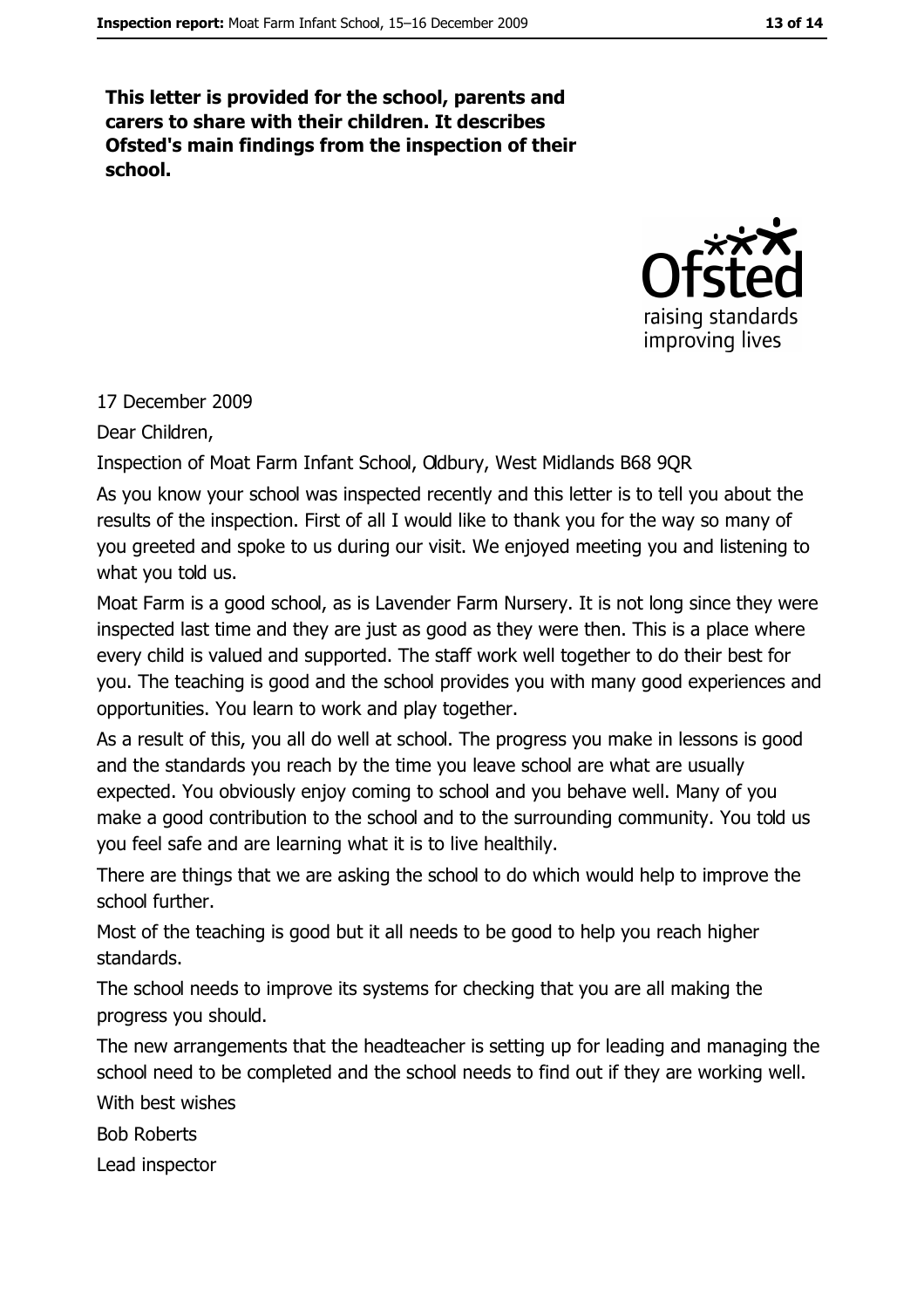**This letter is provided for the school, parents and carers to share with their children. It describes Ofsted's main findings from the inspection of their school.**

17 December 2009

Dear Children,

Inspection of Moat Farm Infant School, Oldbury, West Midlands B68 9QR

As you know your school was inspected recently and this letter is to tell you about the results of the inspection. First of all I would like to thank you for the way so many of you greeted and spoke to us during our visit. We enjoyed meeting you and listening to what you told us.

Moat Farm is a good school, as is Lavender Farm Nursery. It is not long since they were inspected last time and they are just as good as they were then. This is a place where every child is valued and supported. The staff work well together to do their best for you. The teaching is good and the school provides you with many good experiences and opportunities. You learn to work and play together.

As a result of this, you all do well at school. The progress you make in lessons is good and the standards you reach by the time you leave school are what are usually expected. You obviously enjoy coming to school and you behave well. Many of you make a good contribution to the school and to the surrounding community. You told us you feel safe and are learning what it is to live healthily.

There are things that we are asking the school to do which would help to improve the school further.

Most of the teaching is good but it all needs to be good to help you reach higher standards.

The school needs to improve its systems for checking that you are all making the progress you should.

The new arrangements that the headteacher is setting up for leading and managing the school need to be completed and the school needs to find out if they are working well.

With best wishes

Bob Roberts

Lead inspector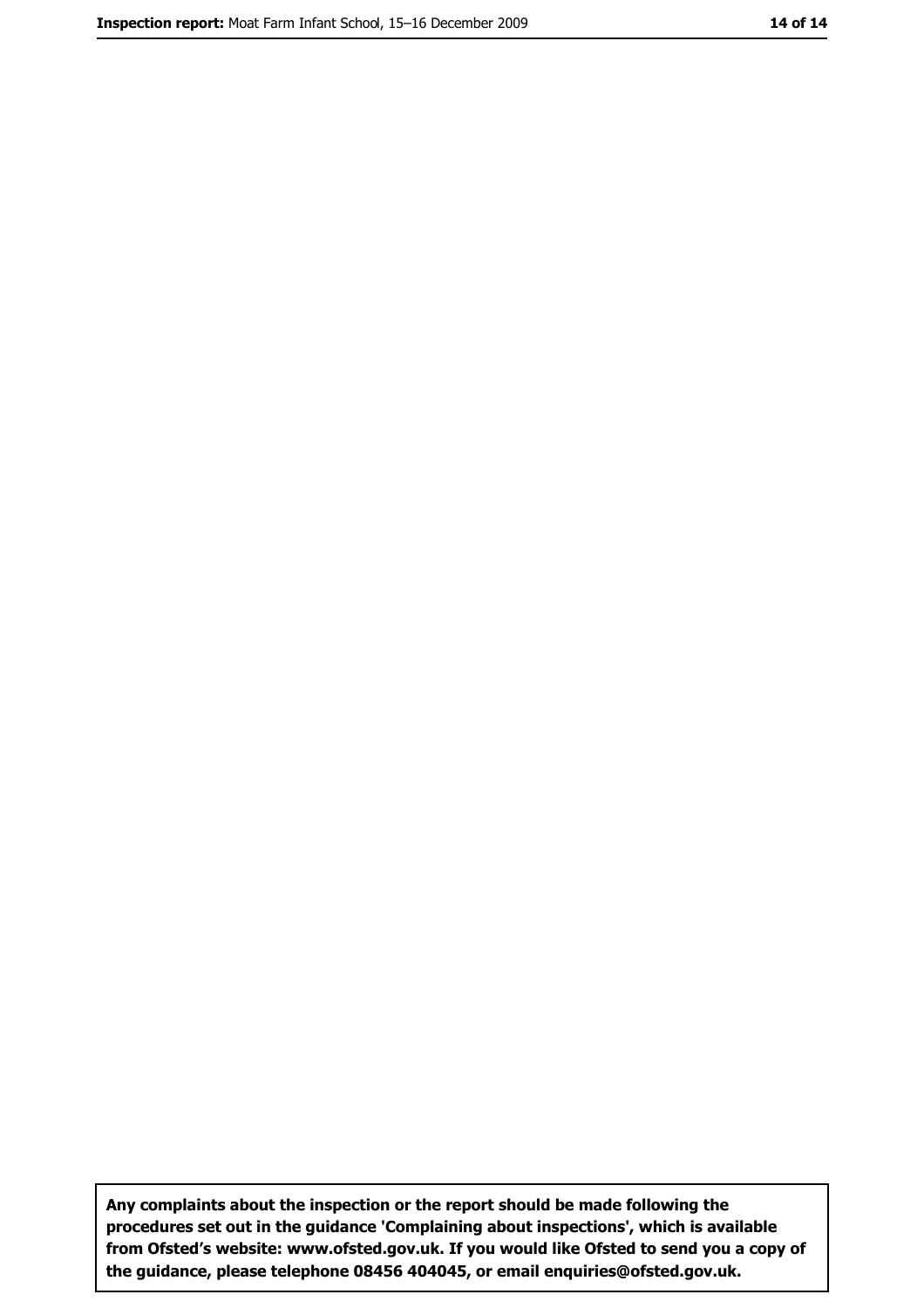**Any complaints about the inspection or the report should be made following the procedures set out in the guidance 'Complaining about inspections', which is available from Ofsted's website: www.ofsted.gov.uk. If you would like Ofsted to send you a copy of the guidance, please telephone 08456 404045, or email enquiries@ofsted.gov.uk.**